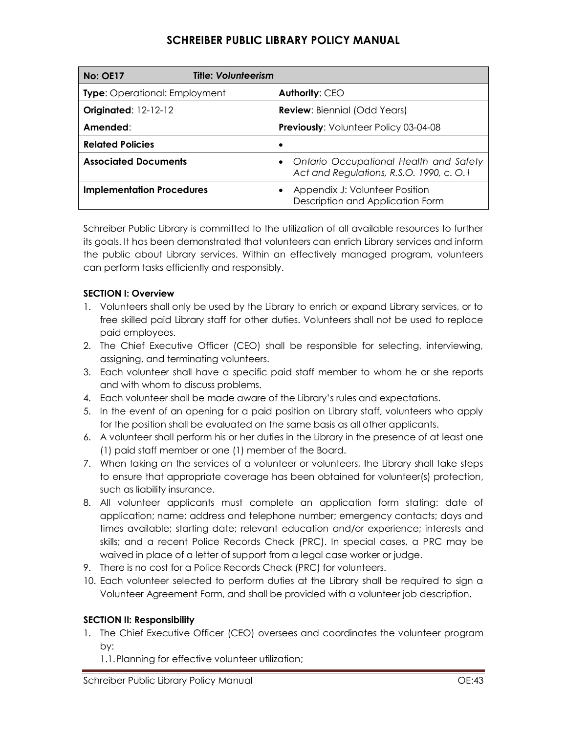# SCHREIBER PUBLIC LIBRARY POLICY MANUAL

| **No: OE17** **Title: *Volunteerism*** | |
|---|---|
| **Type**: Operational: Employment | **Authority**: CEO |
| **Originated**: 12-12-12 | **Review**: Biennial (Odd Years) |
| **Amended**: | **Previously**: Volunteer Policy 03-04-08 |
| **Related Policies** | • |
| **Associated Documents** | • *Ontario Occupational Health and Safety Act and Regulations, R.S.O. 1990, c. O.1* |
| **Implementation Procedures** | • Appendix J: Volunteer Position Description and Application Form |

Schreiber Public Library is committed to the utilization of all available resources to further its goals. It has been demonstrated that volunteers can enrich Library services and inform the public about Library services. Within an effectively managed program, volunteers can perform tasks efficiently and responsibly.

**SECTION I: Overview**

1. Volunteers shall only be used by the Library to enrich or expand Library services, or to free skilled paid Library staff for other duties. Volunteers shall not be used to replace paid employees.
2. The Chief Executive Officer (CEO) shall be responsible for selecting, interviewing, assigning, and terminating volunteers.
3. Each volunteer shall have a specific paid staff member to whom he or she reports and with whom to discuss problems.
4. Each volunteer shall be made aware of the Library's rules and expectations.
5. In the event of an opening for a paid position on Library staff, volunteers who apply for the position shall be evaluated on the same basis as all other applicants.
6. A volunteer shall perform his or her duties in the Library in the presence of at least one (1) paid staff member or one (1) member of the Board.
7. When taking on the services of a volunteer or volunteers, the Library shall take steps to ensure that appropriate coverage has been obtained for volunteer(s) protection, such as liability insurance.
8. All volunteer applicants must complete an application form stating: date of application; name; address and telephone number; emergency contacts; days and times available; starting date; relevant education and/or experience; interests and skills; and a recent Police Records Check (PRC). In special cases, a PRC may be waived in place of a letter of support from a legal case worker or judge.
9. There is no cost for a Police Records Check (PRC) for volunteers.
10. Each volunteer selected to perform duties at the Library shall be required to sign a Volunteer Agreement Form, and shall be provided with a volunteer job description.

**SECTION II: Responsibility**

1. The Chief Executive Officer (CEO) oversees and coordinates the volunteer program by:
   1.1. Planning for effective volunteer utilization;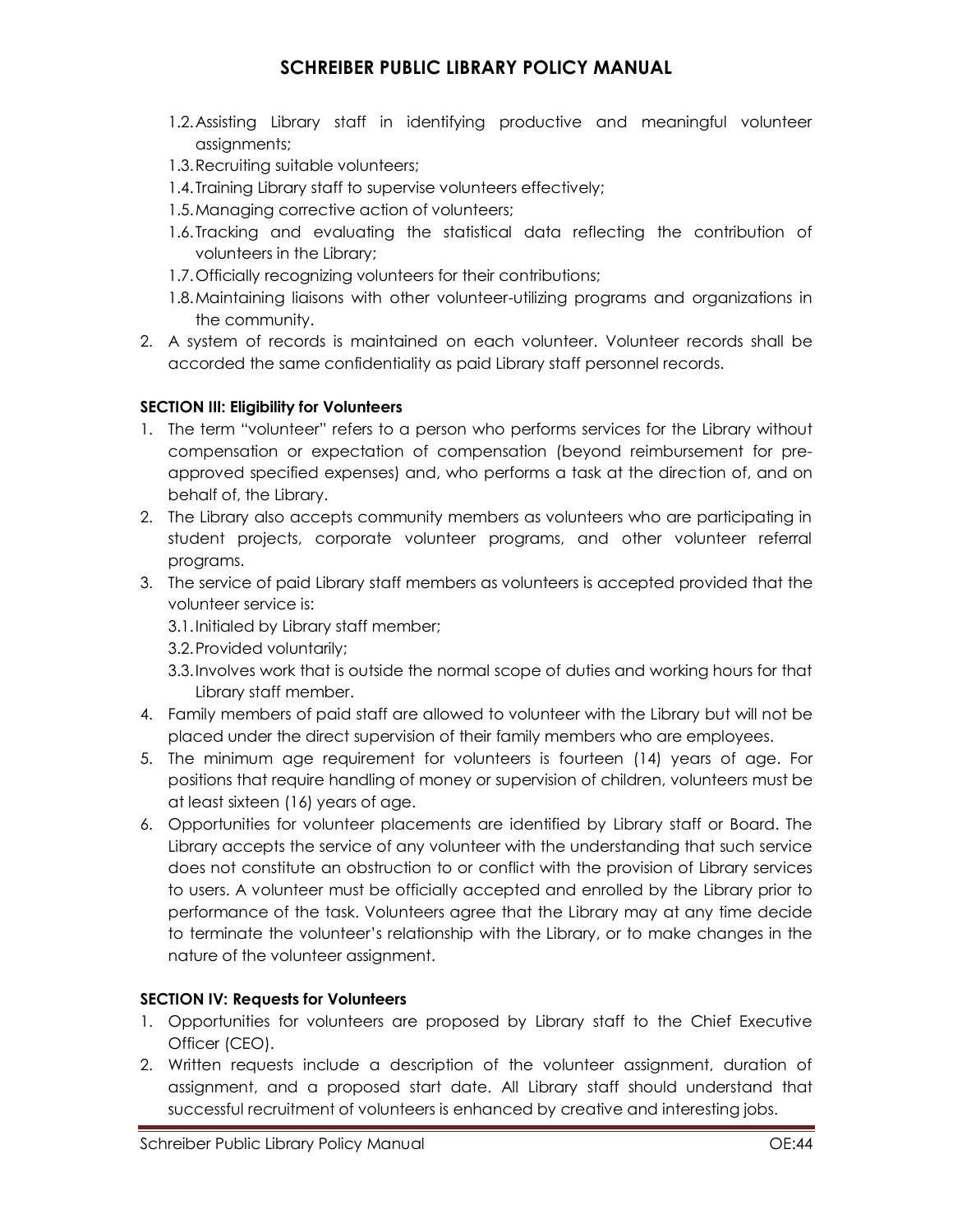1.2. Assisting Library staff in identifying productive and meaningful volunteer assignments;
1.3. Recruiting suitable volunteers;
1.4. Training Library staff to supervise volunteers effectively;
1.5. Managing corrective action of volunteers;
1.6. Tracking and evaluating the statistical data reflecting the contribution of volunteers in the Library;
1.7. Officially recognizing volunteers for their contributions;
1.8. Maintaining liaisons with other volunteer-utilizing programs and organizations in the community.

2. A system of records is maintained on each volunteer. Volunteer records shall be accorded the same confidentiality as paid Library staff personnel records.

**SECTION III: Eligibility for Volunteers**

1. The term "volunteer" refers to a person who performs services for the Library without compensation or expectation of compensation (beyond reimbursement for pre-approved specified expenses) and, who performs a task at the direction of, and on behalf of, the Library.
2. The Library also accepts community members as volunteers who are participating in student projects, corporate volunteer programs, and other volunteer referral programs.
3. The service of paid Library staff members as volunteers is accepted provided that the volunteer service is:
   3.1. Initialed by Library staff member;
   3.2. Provided voluntarily;
   3.3. Involves work that is outside the normal scope of duties and working hours for that Library staff member.
4. Family members of paid staff are allowed to volunteer with the Library but will not be placed under the direct supervision of their family members who are employees.
5. The minimum age requirement for volunteers is fourteen (14) years of age. For positions that require handling of money or supervision of children, volunteers must be at least sixteen (16) years of age.
6. Opportunities for volunteer placements are identified by Library staff or Board. The Library accepts the service of any volunteer with the understanding that such service does not constitute an obstruction to or conflict with the provision of Library services to users. A volunteer must be officially accepted and enrolled by the Library prior to performance of the task. Volunteers agree that the Library may at any time decide to terminate the volunteer's relationship with the Library, or to make changes in the nature of the volunteer assignment.

**SECTION IV: Requests for Volunteers**

1. Opportunities for volunteers are proposed by Library staff to the Chief Executive Officer (CEO).
2. Written requests include a description of the volunteer assignment, duration of assignment, and a proposed start date. All Library staff should understand that successful recruitment of volunteers is enhanced by creative and interesting jobs.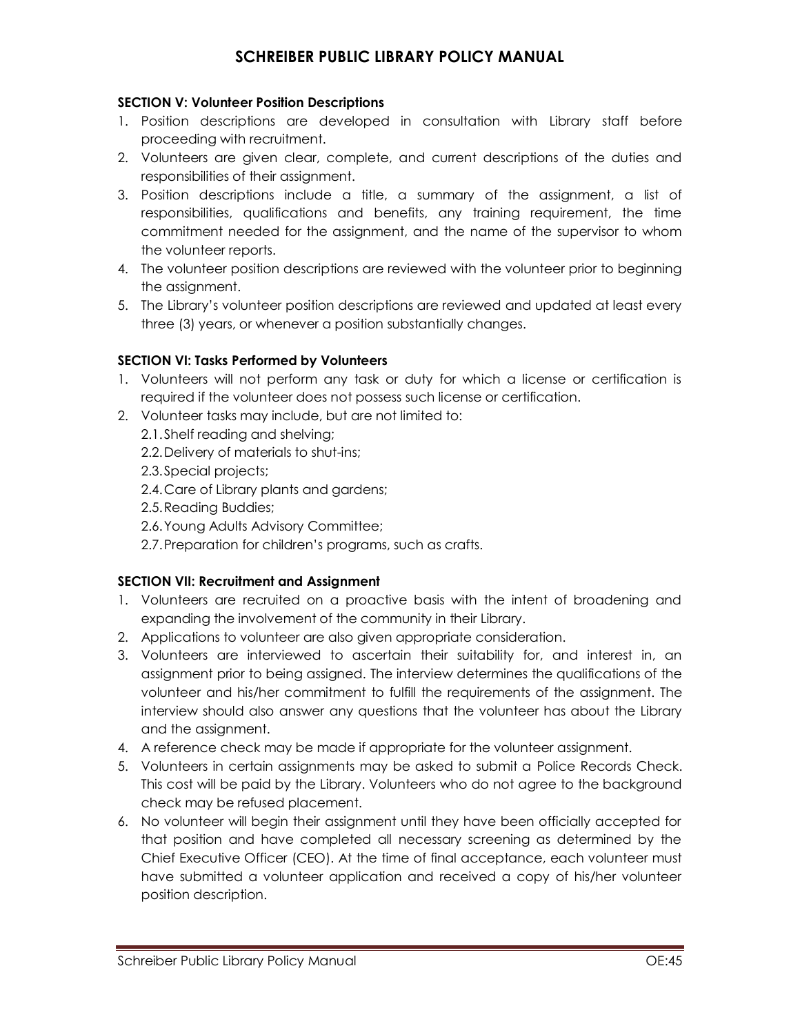**SECTION V: Volunteer Position Descriptions**

1. Position descriptions are developed in consultation with Library staff before proceeding with recruitment.
2. Volunteers are given clear, complete, and current descriptions of the duties and responsibilities of their assignment.
3. Position descriptions include a title, a summary of the assignment, a list of responsibilities, qualifications and benefits, any training requirement, the time commitment needed for the assignment, and the name of the supervisor to whom the volunteer reports.
4. The volunteer position descriptions are reviewed with the volunteer prior to beginning the assignment.
5. The Library's volunteer position descriptions are reviewed and updated at least every three (3) years, or whenever a position substantially changes.

**SECTION VI: Tasks Performed by Volunteers**

1. Volunteers will not perform any task or duty for which a license or certification is required if the volunteer does not possess such license or certification.
2. Volunteer tasks may include, but are not limited to:
   - 2.1. Shelf reading and shelving;
   - 2.2. Delivery of materials to shut-ins;
   - 2.3. Special projects;
   - 2.4. Care of Library plants and gardens;
   - 2.5. Reading Buddies;
   - 2.6. Young Adults Advisory Committee;
   - 2.7. Preparation for children's programs, such as crafts.

**SECTION VII: Recruitment and Assignment**

1. Volunteers are recruited on a proactive basis with the intent of broadening and expanding the involvement of the community in their Library.
2. Applications to volunteer are also given appropriate consideration.
3. Volunteers are interviewed to ascertain their suitability for, and interest in, an assignment prior to being assigned. The interview determines the qualifications of the volunteer and his/her commitment to fulfill the requirements of the assignment. The interview should also answer any questions that the volunteer has about the Library and the assignment.
4. A reference check may be made if appropriate for the volunteer assignment.
5. Volunteers in certain assignments may be asked to submit a Police Records Check. This cost will be paid by the Library. Volunteers who do not agree to the background check may be refused placement.
6. No volunteer will begin their assignment until they have been officially accepted for that position and have completed all necessary screening as determined by the Chief Executive Officer (CEO). At the time of final acceptance, each volunteer must have submitted a volunteer application and received a copy of his/her volunteer position description.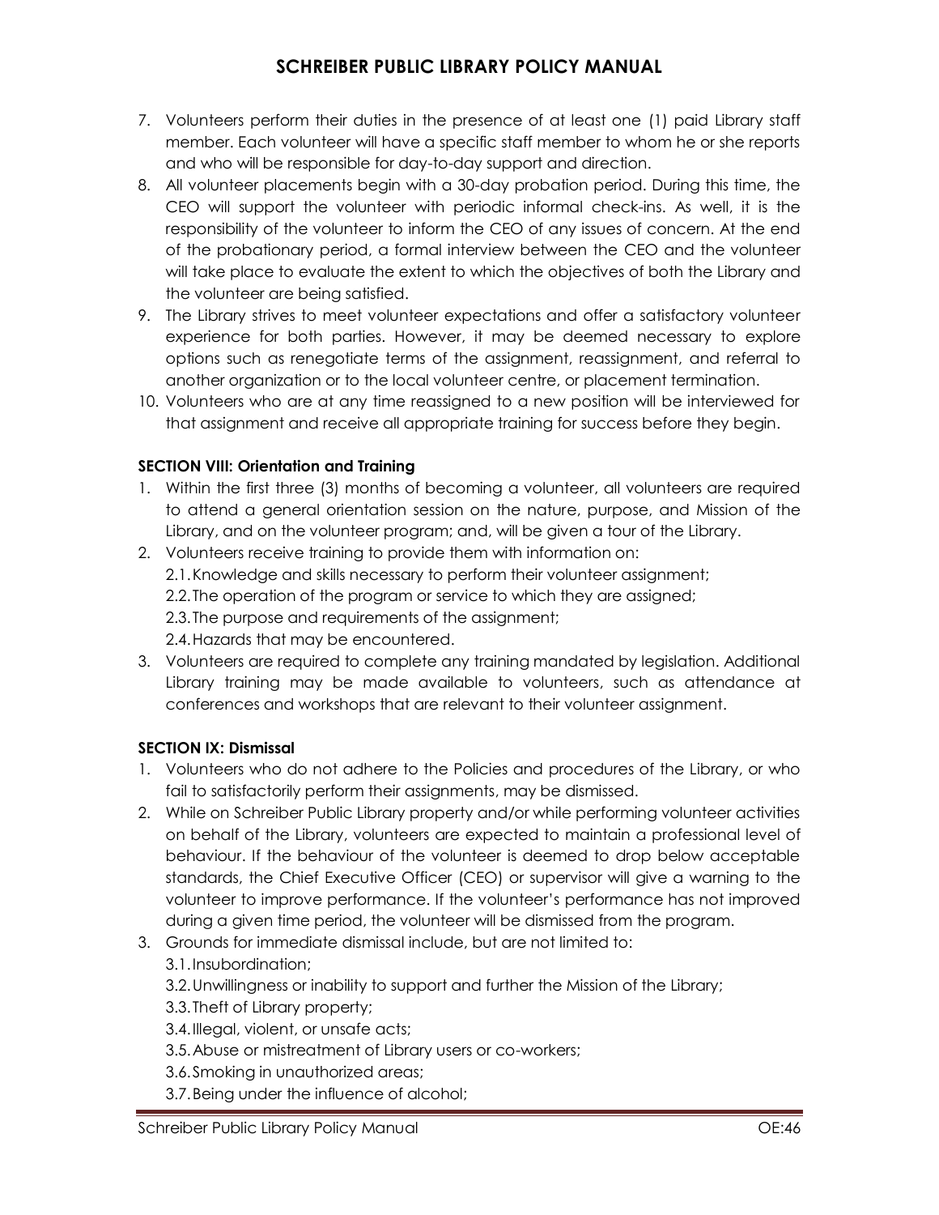7. Volunteers perform their duties in the presence of at least one (1) paid Library staff member. Each volunteer will have a specific staff member to whom he or she reports and who will be responsible for day-to-day support and direction.
8. All volunteer placements begin with a 30-day probation period. During this time, the CEO will support the volunteer with periodic informal check-ins. As well, it is the responsibility of the volunteer to inform the CEO of any issues of concern. At the end of the probationary period, a formal interview between the CEO and the volunteer will take place to evaluate the extent to which the objectives of both the Library and the volunteer are being satisfied.
9. The Library strives to meet volunteer expectations and offer a satisfactory volunteer experience for both parties. However, it may be deemed necessary to explore options such as renegotiate terms of the assignment, reassignment, and referral to another organization or to the local volunteer centre, or placement termination.
10. Volunteers who are at any time reassigned to a new position will be interviewed for that assignment and receive all appropriate training for success before they begin.

**SECTION VIII: Orientation and Training**

1. Within the first three (3) months of becoming a volunteer, all volunteers are required to attend a general orientation session on the nature, purpose, and Mission of the Library, and on the volunteer program; and, will be given a tour of the Library.
2. Volunteers receive training to provide them with information on:
   2.1. Knowledge and skills necessary to perform their volunteer assignment;
   2.2. The operation of the program or service to which they are assigned;
   2.3. The purpose and requirements of the assignment;
   2.4. Hazards that may be encountered.
3. Volunteers are required to complete any training mandated by legislation. Additional Library training may be made available to volunteers, such as attendance at conferences and workshops that are relevant to their volunteer assignment.

**SECTION IX: Dismissal**

1. Volunteers who do not adhere to the Policies and procedures of the Library, or who fail to satisfactorily perform their assignments, may be dismissed.
2. While on Schreiber Public Library property and/or while performing volunteer activities on behalf of the Library, volunteers are expected to maintain a professional level of behaviour. If the behaviour of the volunteer is deemed to drop below acceptable standards, the Chief Executive Officer (CEO) or supervisor will give a warning to the volunteer to improve performance. If the volunteer's performance has not improved during a given time period, the volunteer will be dismissed from the program.
3. Grounds for immediate dismissal include, but are not limited to:
   3.1. Insubordination;
   3.2. Unwillingness or inability to support and further the Mission of the Library;
   3.3. Theft of Library property;
   3.4. Illegal, violent, or unsafe acts;
   3.5. Abuse or mistreatment of Library users or co-workers;
   3.6. Smoking in unauthorized areas;
   3.7. Being under the influence of alcohol;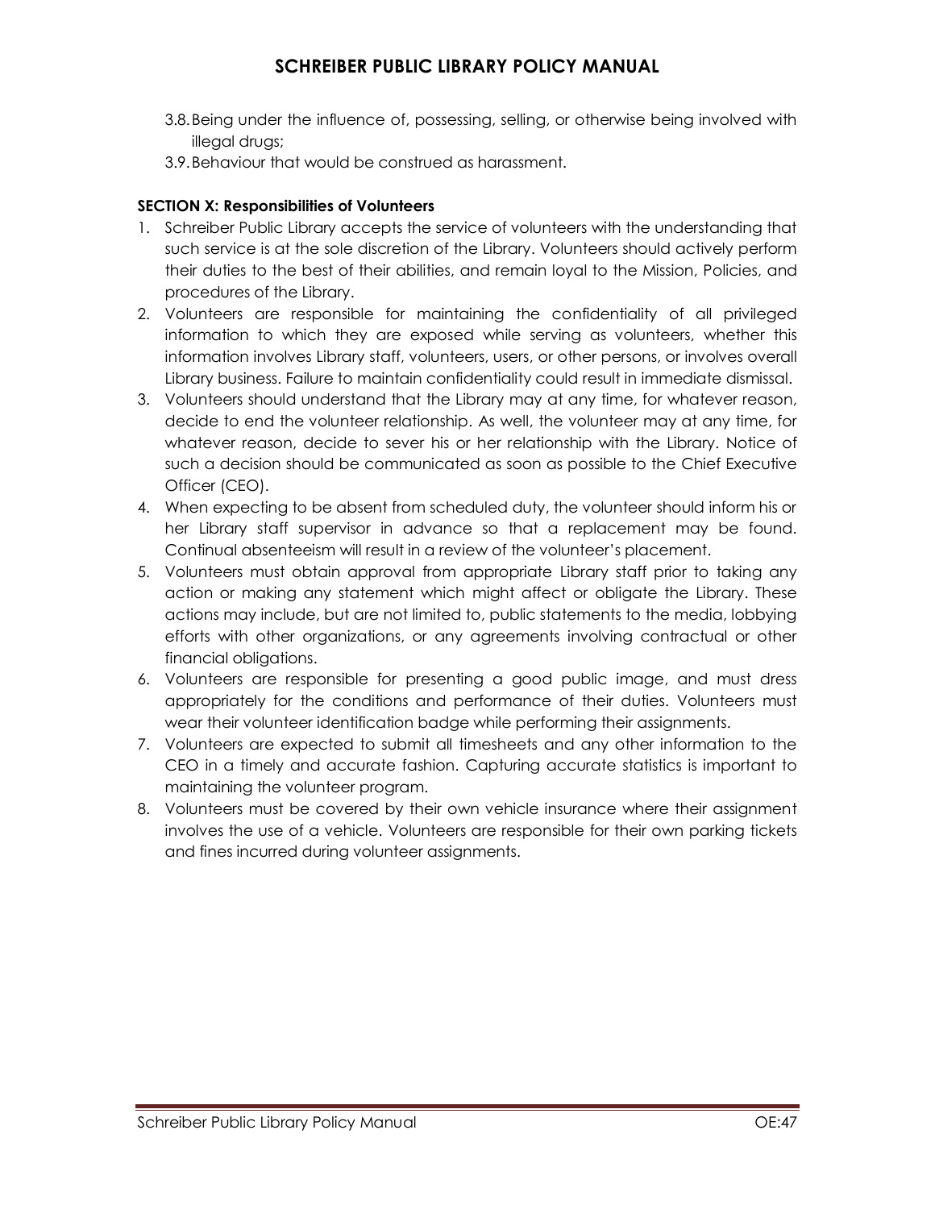3.8. Being under the influence of, possessing, selling, or otherwise being involved with illegal drugs;
3.9. Behaviour that would be construed as harassment.

**SECTION X: Responsibilities of Volunteers**

1. Schreiber Public Library accepts the service of volunteers with the understanding that such service is at the sole discretion of the Library. Volunteers should actively perform their duties to the best of their abilities, and remain loyal to the Mission, Policies, and procedures of the Library.
2. Volunteers are responsible for maintaining the confidentiality of all privileged information to which they are exposed while serving as volunteers, whether this information involves Library staff, volunteers, users, or other persons, or involves overall Library business. Failure to maintain confidentiality could result in immediate dismissal.
3. Volunteers should understand that the Library may at any time, for whatever reason, decide to end the volunteer relationship. As well, the volunteer may at any time, for whatever reason, decide to sever his or her relationship with the Library. Notice of such a decision should be communicated as soon as possible to the Chief Executive Officer (CEO).
4. When expecting to be absent from scheduled duty, the volunteer should inform his or her Library staff supervisor in advance so that a replacement may be found. Continual absenteeism will result in a review of the volunteer's placement.
5. Volunteers must obtain approval from appropriate Library staff prior to taking any action or making any statement which might affect or obligate the Library. These actions may include, but are not limited to, public statements to the media, lobbying efforts with other organizations, or any agreements involving contractual or other financial obligations.
6. Volunteers are responsible for presenting a good public image, and must dress appropriately for the conditions and performance of their duties. Volunteers must wear their volunteer identification badge while performing their assignments.
7. Volunteers are expected to submit all timesheets and any other information to the CEO in a timely and accurate fashion. Capturing accurate statistics is important to maintaining the volunteer program.
8. Volunteers must be covered by their own vehicle insurance where their assignment involves the use of a vehicle. Volunteers are responsible for their own parking tickets and fines incurred during volunteer assignments.